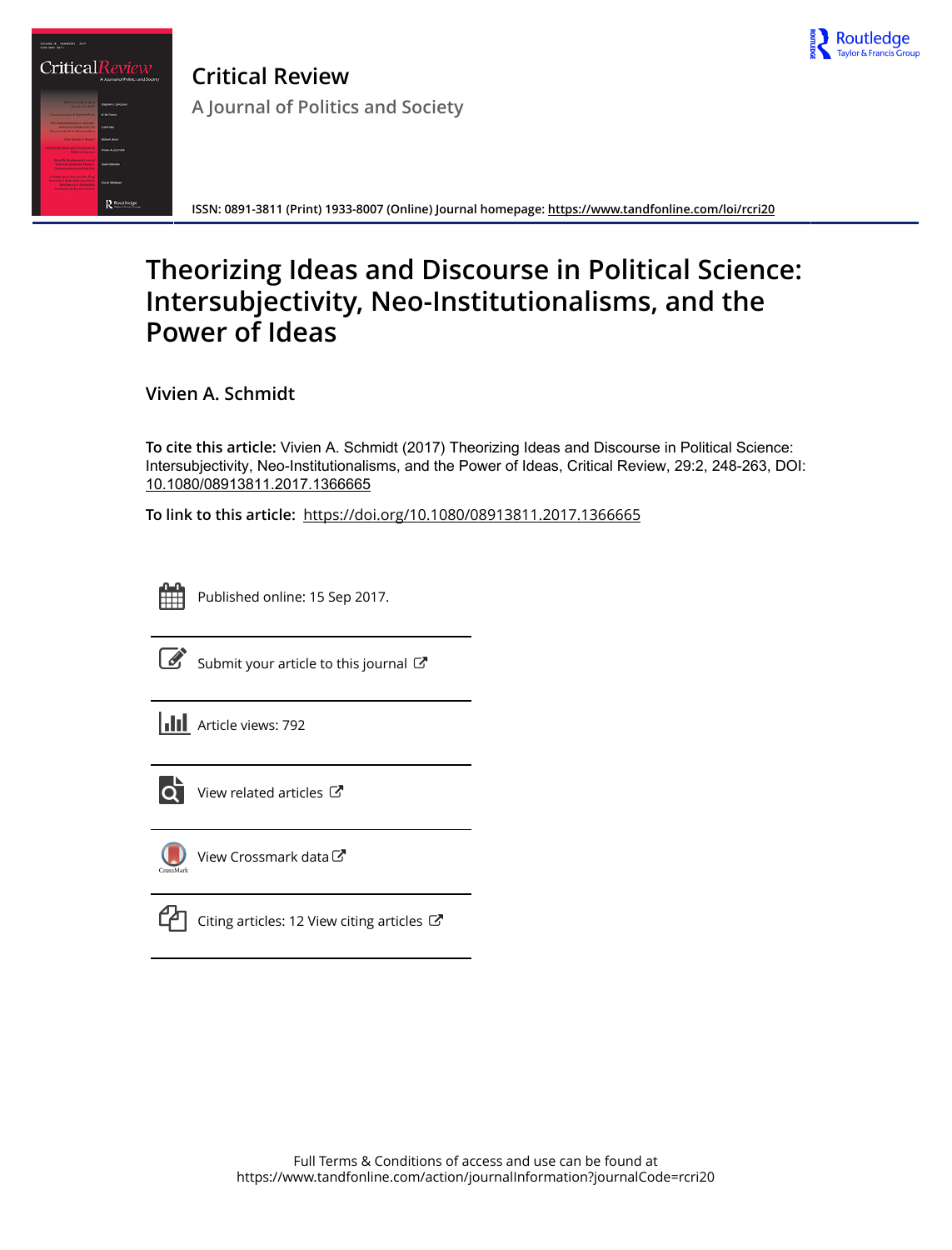# Critical Review

## A Journal of Politics and Society

ISSN: 0891-3811 (Print) 1933-8007 (Online) Journal homepage: https://www.tandfonline.com/loi/rcri20

# Theorizing Ideas and Discourse in Political Science: Intersubjectivity, Neo-Institutionalisms, and the Power of Ideas

Vivien A. Schmidt

**To cite this article:** Vivien A. Schmidt (2017) Theorizing Ideas and Discourse in Political Science: Intersubjectivity, Neo-Institutionalisms, and the Power of Ideas, Critical Review, 29:2, 248-263, DOI: 10.1080/08913811.2017.1366665

**To link to this article:** https://doi.org/10.1080/08913811.2017.1366665

Published online: 15 Sep 2017.

Submit your article to this journal

Article views: 792

View related articles

View Crossmark data

Citing articles: 12 View citing articles

Full Terms & Conditions of access and use can be found at
https://www.tandfonline.com/action/journalInformation?journalCode=rcri20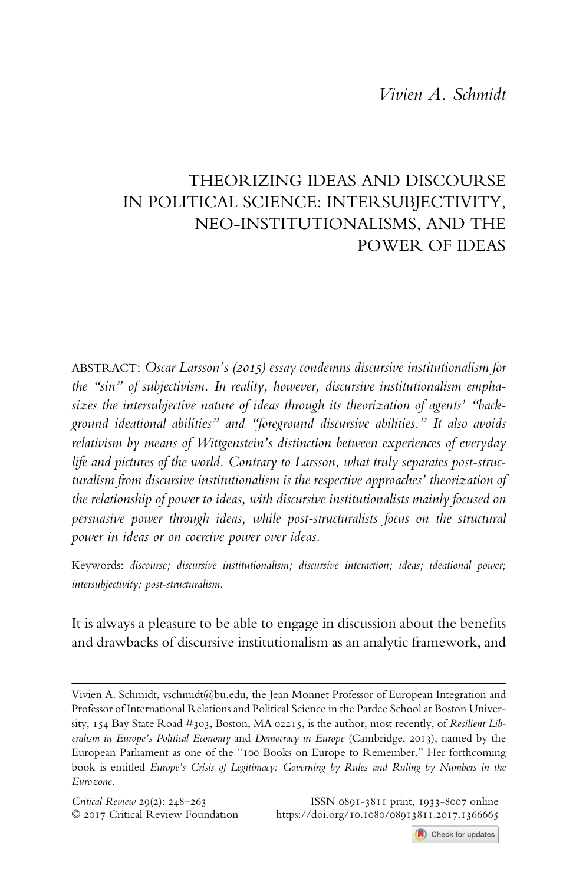Vivien A. Schmidt

# THEORIZING IDEAS AND DISCOURSE IN POLITICAL SCIENCE: INTERSUBJECTIVITY, NEO-INSTITUTIONALISMS, AND THE POWER OF IDEAS

ABSTRACT: *Oscar Larsson's (2015) essay condemns discursive institutionalism for the "sin" of subjectivism. In reality, however, discursive institutionalism emphasizes the intersubjective nature of ideas through its theorization of agents' "background ideational abilities" and "foreground discursive abilities." It also avoids relativism by means of Wittgenstein's distinction between experiences of everyday life and pictures of the world. Contrary to Larsson, what truly separates post-structuralism from discursive institutionalism is the respective approaches' theorization of the relationship of power to ideas, with discursive institutionalists mainly focused on persuasive power through ideas, while post-structuralists focus on the structural power in ideas or on coercive power over ideas.*

Keywords: *discourse; discursive institutionalism; discursive interaction; ideas; ideational power; intersubjectivity; post-structuralism.*

It is always a pleasure to be able to engage in discussion about the benefits and drawbacks of discursive institutionalism as an analytic framework, and

---

Vivien A. Schmidt, vschmidt@bu.edu, the Jean Monnet Professor of European Integration and Professor of International Relations and Political Science in the Pardee School at Boston University, 154 Bay State Road #303, Boston, MA 02215, is the author, most recently, of *Resilient Liberalism in Europe's Political Economy* and *Democracy in Europe* (Cambridge, 2013), named by the European Parliament as one of the "100 Books on Europe to Remember." Her forthcoming book is entitled *Europe's Crisis of Legitimacy: Governing by Rules and Ruling by Numbers in the Eurozone*.

*Critical Review* 29(2): 248–263 ISSN 0891-3811 print, 1933-8007 online
© 2017 Critical Review Foundation https://doi.org/10.1080/08913811.2017.1366665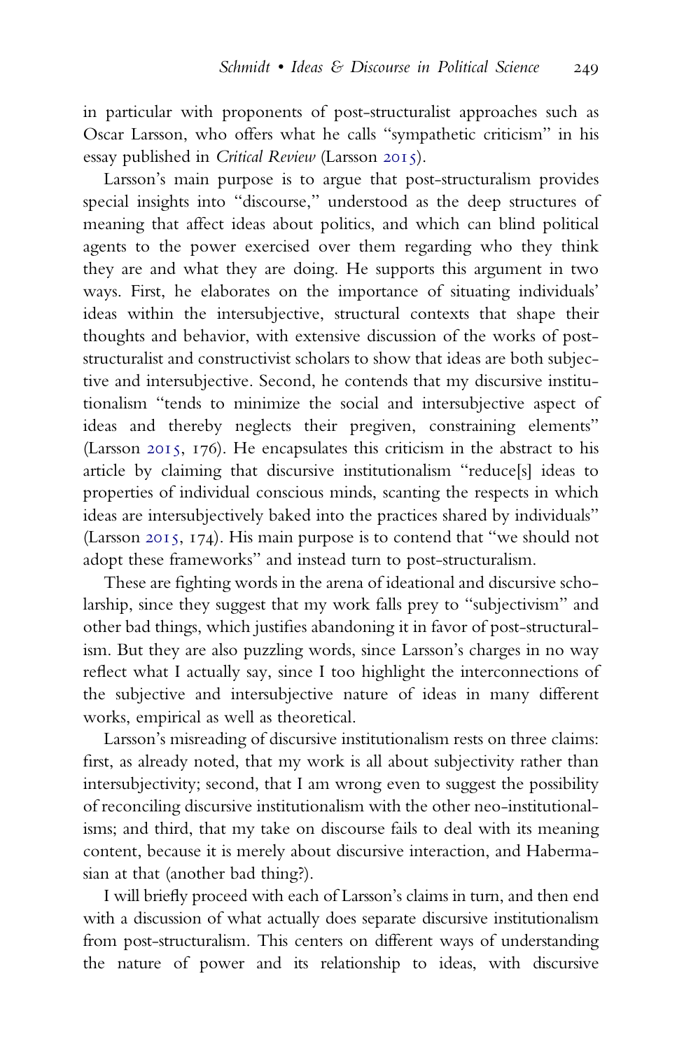in particular with proponents of post-structuralist approaches such as Oscar Larsson, who offers what he calls "sympathetic criticism" in his essay published in *Critical Review* (Larsson 2015).

Larsson's main purpose is to argue that post-structuralism provides special insights into "discourse," understood as the deep structures of meaning that affect ideas about politics, and which can blind political agents to the power exercised over them regarding who they think they are and what they are doing. He supports this argument in two ways. First, he elaborates on the importance of situating individuals' ideas within the intersubjective, structural contexts that shape their thoughts and behavior, with extensive discussion of the works of post-structuralist and constructivist scholars to show that ideas are both subjective and intersubjective. Second, he contends that my discursive institutionalism "tends to minimize the social and intersubjective aspect of ideas and thereby neglects their pregiven, constraining elements" (Larsson 2015, 176). He encapsulates this criticism in the abstract to his article by claiming that discursive institutionalism "reduce[s] ideas to properties of individual conscious minds, scanting the respects in which ideas are intersubjectively baked into the practices shared by individuals" (Larsson 2015, 174). His main purpose is to contend that "we should not adopt these frameworks" and instead turn to post-structuralism.

These are fighting words in the arena of ideational and discursive scholarship, since they suggest that my work falls prey to "subjectivism" and other bad things, which justifies abandoning it in favor of post-structuralism. But they are also puzzling words, since Larsson's charges in no way reflect what I actually say, since I too highlight the interconnections of the subjective and intersubjective nature of ideas in many different works, empirical as well as theoretical.

Larsson's misreading of discursive institutionalism rests on three claims: first, as already noted, that my work is all about subjectivity rather than intersubjectivity; second, that I am wrong even to suggest the possibility of reconciling discursive institutionalism with the other neo-institutionalisms; and third, that my take on discourse fails to deal with its meaning content, because it is merely about discursive interaction, and Habermasian at that (another bad thing?).

I will briefly proceed with each of Larsson's claims in turn, and then end with a discussion of what actually does separate discursive institutionalism from post-structuralism. This centers on different ways of understanding the nature of power and its relationship to ideas, with discursive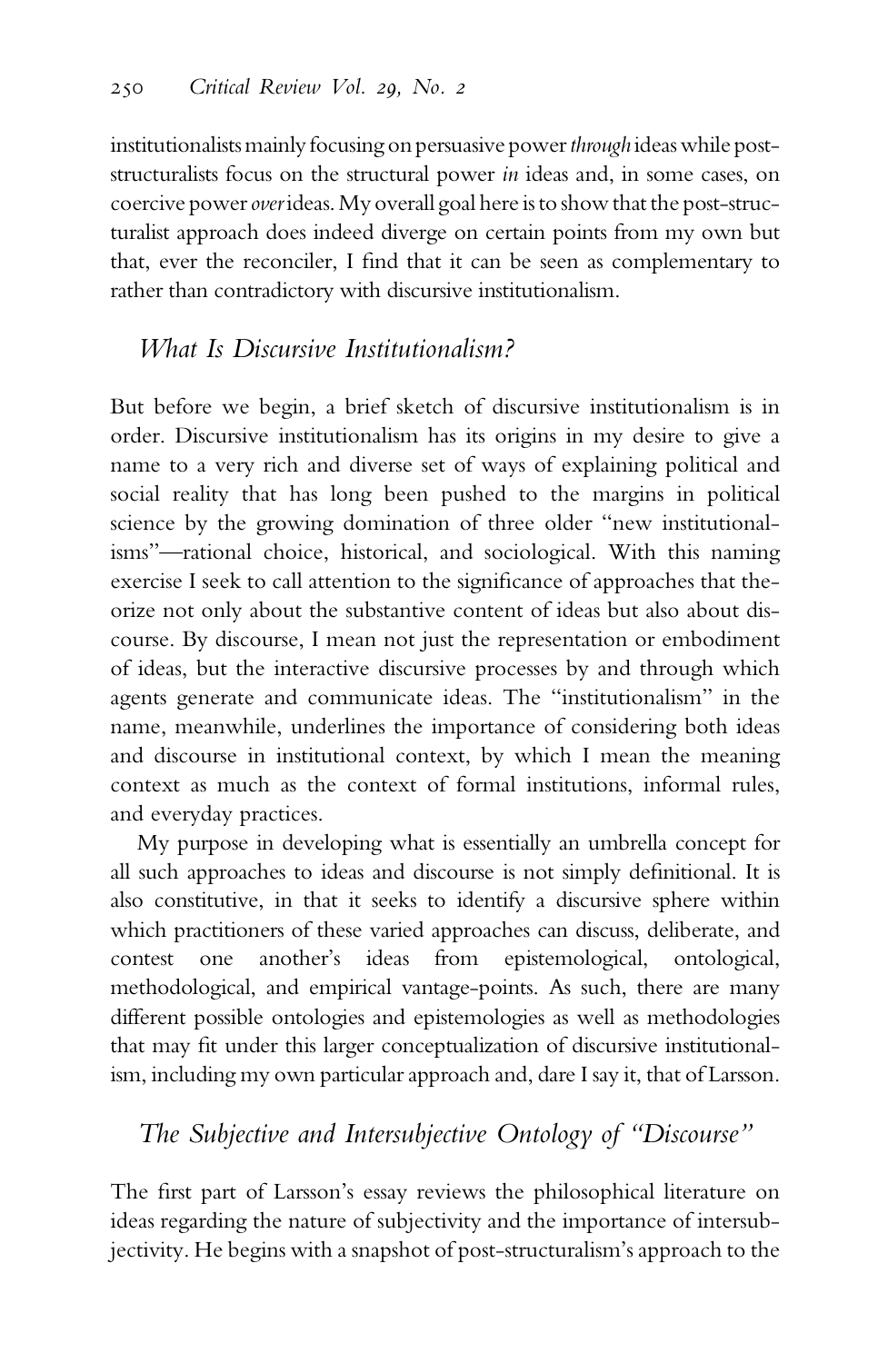institutionalists mainly focusing on persuasive power *through* ideas while post-structuralists focus on the structural power *in* ideas and, in some cases, on coercive power *over* ideas. My overall goal here is to show that the post-structuralist approach does indeed diverge on certain points from my own but that, ever the reconciler, I find that it can be seen as complementary to rather than contradictory with discursive institutionalism.

## *What Is Discursive Institutionalism?*

But before we begin, a brief sketch of discursive institutionalism is in order. Discursive institutionalism has its origins in my desire to give a name to a very rich and diverse set of ways of explaining political and social reality that has long been pushed to the margins in political science by the growing domination of three older "new institutionalisms"—rational choice, historical, and sociological. With this naming exercise I seek to call attention to the significance of approaches that theorize not only about the substantive content of ideas but also about discourse. By discourse, I mean not just the representation or embodiment of ideas, but the interactive discursive processes by and through which agents generate and communicate ideas. The "institutionalism" in the name, meanwhile, underlines the importance of considering both ideas and discourse in institutional context, by which I mean the meaning context as much as the context of formal institutions, informal rules, and everyday practices.

My purpose in developing what is essentially an umbrella concept for all such approaches to ideas and discourse is not simply definitional. It is also constitutive, in that it seeks to identify a discursive sphere within which practitioners of these varied approaches can discuss, deliberate, and contest one another's ideas from epistemological, ontological, methodological, and empirical vantage-points. As such, there are many different possible ontologies and epistemologies as well as methodologies that may fit under this larger conceptualization of discursive institutionalism, including my own particular approach and, dare I say it, that of Larsson.

## *The Subjective and Intersubjective Ontology of "Discourse"*

The first part of Larsson's essay reviews the philosophical literature on ideas regarding the nature of subjectivity and the importance of intersubjectivity. He begins with a snapshot of post-structuralism's approach to the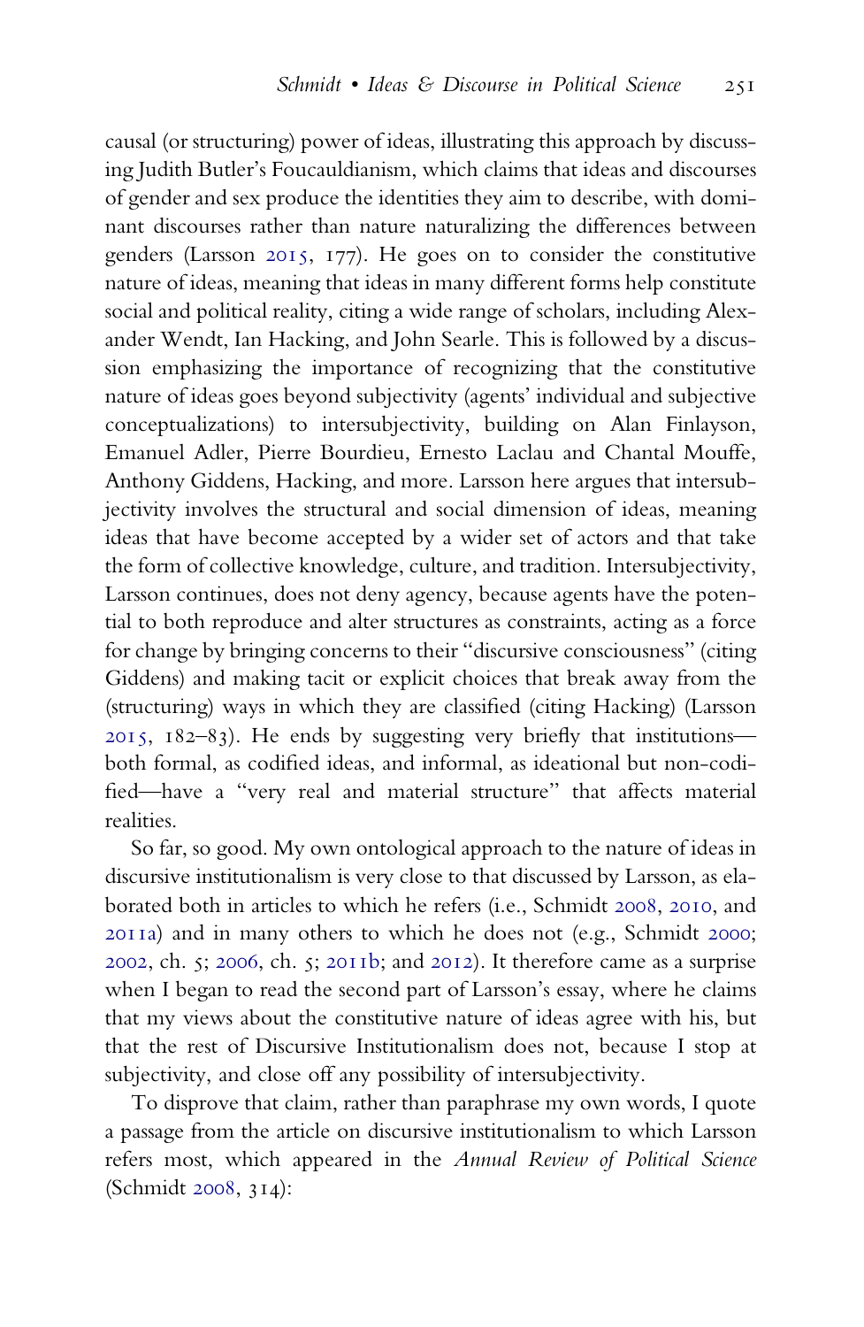causal (or structuring) power of ideas, illustrating this approach by discussing Judith Butler's Foucauldianism, which claims that ideas and discourses of gender and sex produce the identities they aim to describe, with dominant discourses rather than nature naturalizing the differences between genders (Larsson 2015, 177). He goes on to consider the constitutive nature of ideas, meaning that ideas in many different forms help constitute social and political reality, citing a wide range of scholars, including Alexander Wendt, Ian Hacking, and John Searle. This is followed by a discussion emphasizing the importance of recognizing that the constitutive nature of ideas goes beyond subjectivity (agents' individual and subjective conceptualizations) to intersubjectivity, building on Alan Finlayson, Emanuel Adler, Pierre Bourdieu, Ernesto Laclau and Chantal Mouffe, Anthony Giddens, Hacking, and more. Larsson here argues that intersubjectivity involves the structural and social dimension of ideas, meaning ideas that have become accepted by a wider set of actors and that take the form of collective knowledge, culture, and tradition. Intersubjectivity, Larsson continues, does not deny agency, because agents have the potential to both reproduce and alter structures as constraints, acting as a force for change by bringing concerns to their "discursive consciousness" (citing Giddens) and making tacit or explicit choices that break away from the (structuring) ways in which they are classified (citing Hacking) (Larsson 2015, 182–83). He ends by suggesting very briefly that institutions—both formal, as codified ideas, and informal, as ideational but non-codified—have a "very real and material structure" that affects material realities.

So far, so good. My own ontological approach to the nature of ideas in discursive institutionalism is very close to that discussed by Larsson, as elaborated both in articles to which he refers (i.e., Schmidt 2008, 2010, and 2011a) and in many others to which he does not (e.g., Schmidt 2000; 2002, ch. 5; 2006, ch. 5; 2011b; and 2012). It therefore came as a surprise when I began to read the second part of Larsson's essay, where he claims that my views about the constitutive nature of ideas agree with his, but that the rest of Discursive Institutionalism does not, because I stop at subjectivity, and close off any possibility of intersubjectivity.

To disprove that claim, rather than paraphrase my own words, I quote a passage from the article on discursive institutionalism to which Larsson refers most, which appeared in the *Annual Review of Political Science* (Schmidt 2008, 314):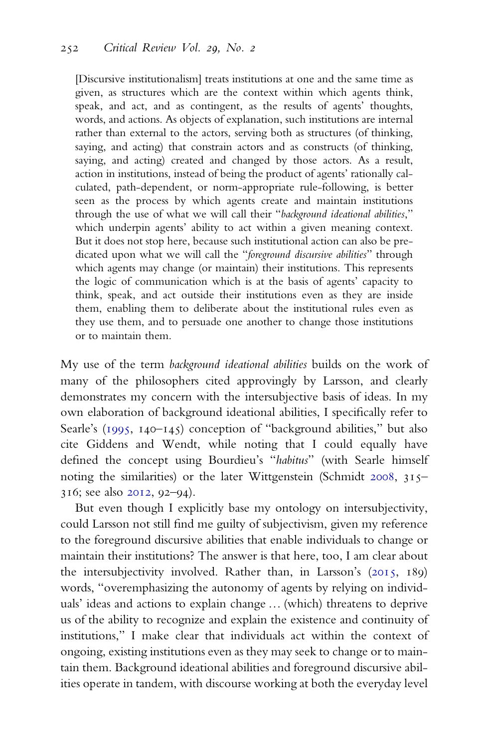> [Discursive institutionalism] treats institutions at one and the same time as given, as structures which are the context within which agents think, speak, and act, and as contingent, as the results of agents' thoughts, words, and actions. As objects of explanation, such institutions are internal rather than external to the actors, serving both as structures (of thinking, saying, and acting) that constrain actors and as constructs (of thinking, saying, and acting) created and changed by those actors. As a result, action in institutions, instead of being the product of agents' rationally calculated, path-dependent, or norm-appropriate rule-following, is better seen as the process by which agents create and maintain institutions through the use of what we will call their "*background ideational abilities*," which underpin agents' ability to act within a given meaning context. But it does not stop here, because such institutional action can also be predicated upon what we will call the "*foreground discursive abilities*" through which agents may change (or maintain) their institutions. This represents the logic of communication which is at the basis of agents' capacity to think, speak, and act outside their institutions even as they are inside them, enabling them to deliberate about the institutional rules even as they use them, and to persuade one another to change those institutions or to maintain them.

My use of the term *background ideational abilities* builds on the work of many of the philosophers cited approvingly by Larsson, and clearly demonstrates my concern with the intersubjective basis of ideas. In my own elaboration of background ideational abilities, I specifically refer to Searle's (1995, 140–145) conception of "background abilities," but also cite Giddens and Wendt, while noting that I could equally have defined the concept using Bourdieu's "*habitus*" (with Searle himself noting the similarities) or the later Wittgenstein (Schmidt 2008, 315–316; see also 2012, 92–94).

But even though I explicitly base my ontology on intersubjectivity, could Larsson not still find me guilty of subjectivism, given my reference to the foreground discursive abilities that enable individuals to change or maintain their institutions? The answer is that here, too, I am clear about the intersubjectivity involved. Rather than, in Larsson's (2015, 189) words, "overemphasizing the autonomy of agents by relying on individuals' ideas and actions to explain change … (which) threatens to deprive us of the ability to recognize and explain the existence and continuity of institutions," I make clear that individuals act within the context of ongoing, existing institutions even as they may seek to change or to maintain them. Background ideational abilities and foreground discursive abilities operate in tandem, with discourse working at both the everyday level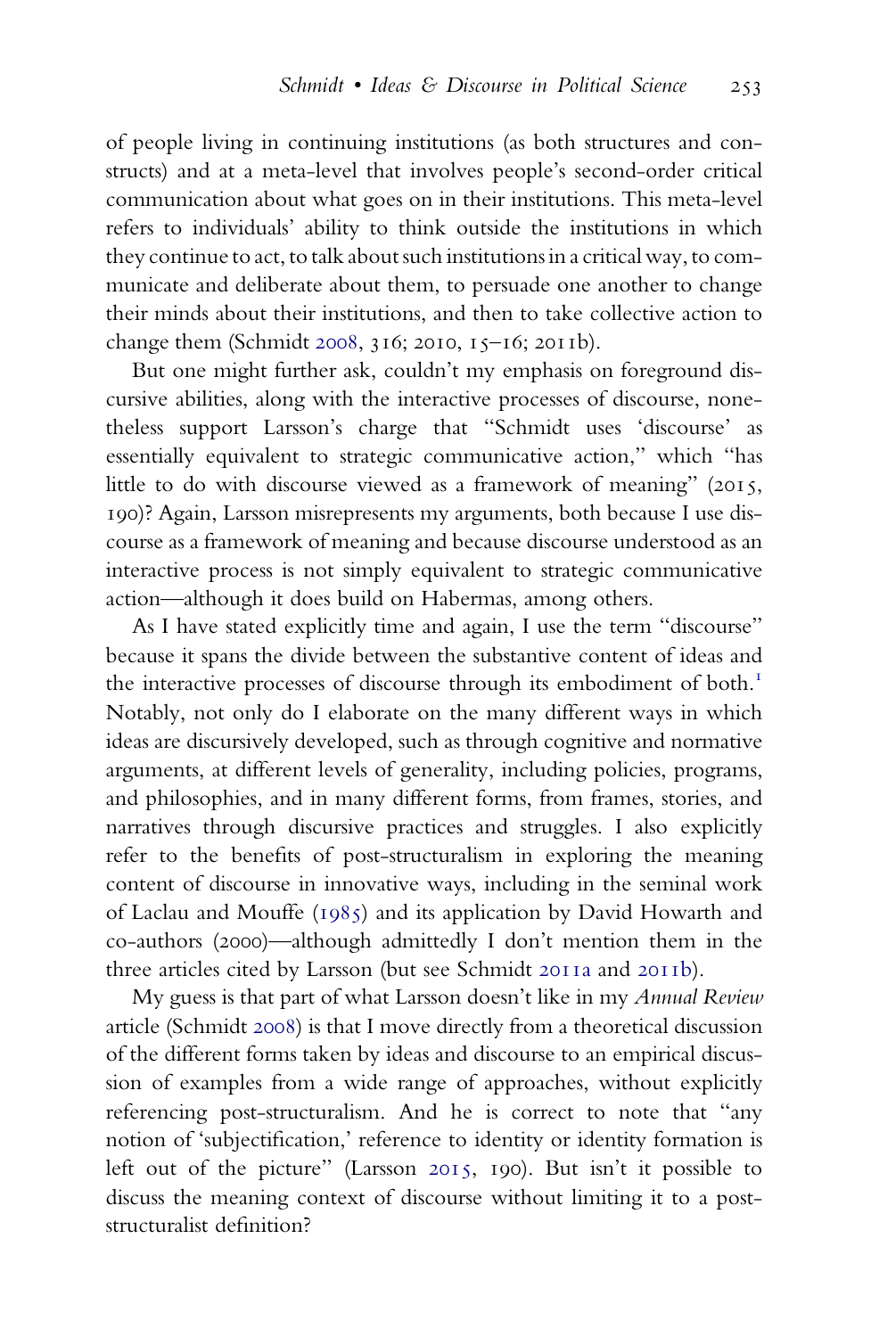of people living in continuing institutions (as both structures and constructs) and at a meta-level that involves people's second-order critical communication about what goes on in their institutions. This meta-level refers to individuals' ability to think outside the institutions in which they continue to act, to talk about such institutions in a critical way, to communicate and deliberate about them, to persuade one another to change their minds about their institutions, and then to take collective action to change them (Schmidt 2008, 316; 2010, 15–16; 2011b).

But one might further ask, couldn't my emphasis on foreground discursive abilities, along with the interactive processes of discourse, nonetheless support Larsson's charge that "Schmidt uses 'discourse' as essentially equivalent to strategic communicative action," which "has little to do with discourse viewed as a framework of meaning" (2015, 190)? Again, Larsson misrepresents my arguments, both because I use discourse as a framework of meaning and because discourse understood as an interactive process is not simply equivalent to strategic communicative action—although it does build on Habermas, among others.

As I have stated explicitly time and again, I use the term "discourse" because it spans the divide between the substantive content of ideas and the interactive processes of discourse through its embodiment of both.[1] Notably, not only do I elaborate on the many different ways in which ideas are discursively developed, such as through cognitive and normative arguments, at different levels of generality, including policies, programs, and philosophies, and in many different forms, from frames, stories, and narratives through discursive practices and struggles. I also explicitly refer to the benefits of post-structuralism in exploring the meaning content of discourse in innovative ways, including in the seminal work of Laclau and Mouffe (1985) and its application by David Howarth and co-authors (2000)—although admittedly I don't mention them in the three articles cited by Larsson (but see Schmidt 2011a and 2011b).

My guess is that part of what Larsson doesn't like in my *Annual Review* article (Schmidt 2008) is that I move directly from a theoretical discussion of the different forms taken by ideas and discourse to an empirical discussion of examples from a wide range of approaches, without explicitly referencing post-structuralism. And he is correct to note that "any notion of 'subjectification,' reference to identity or identity formation is left out of the picture" (Larsson 2015, 190). But isn't it possible to discuss the meaning context of discourse without limiting it to a post-structuralist definition?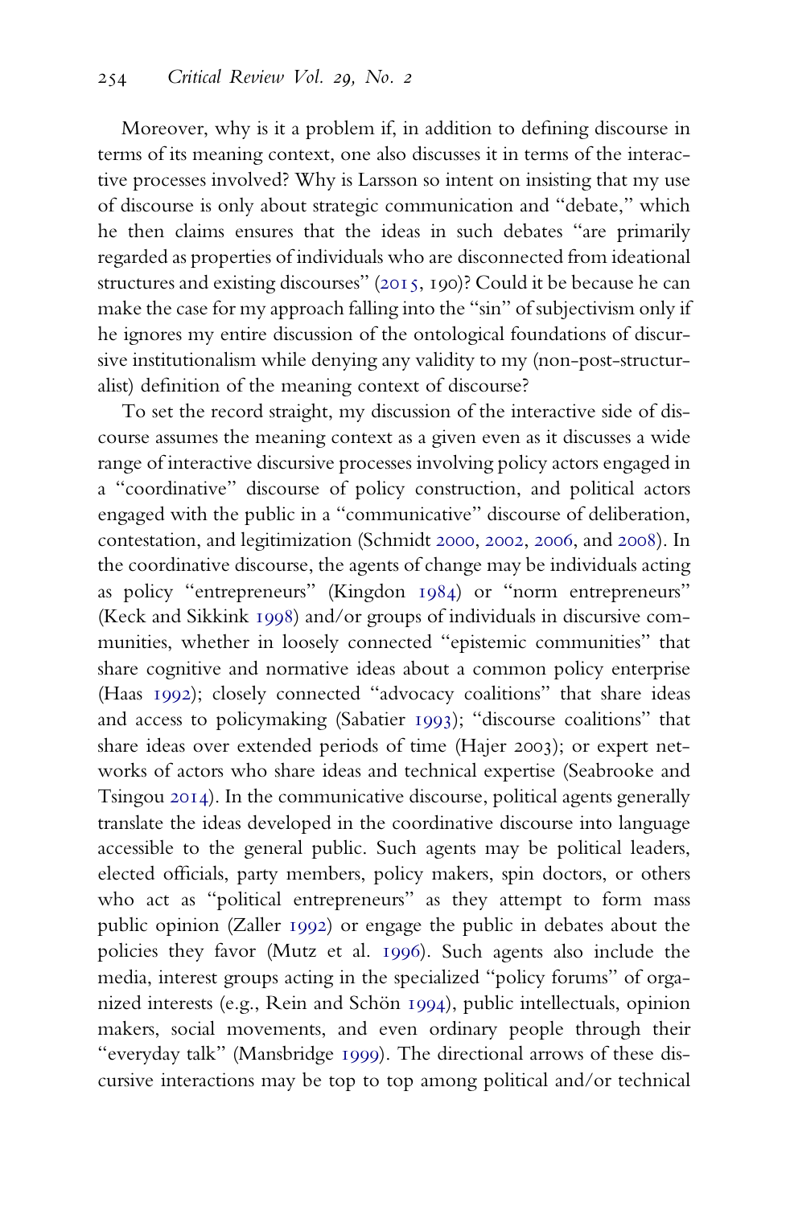Moreover, why is it a problem if, in addition to defining discourse in terms of its meaning context, one also discusses it in terms of the interactive processes involved? Why is Larsson so intent on insisting that my use of discourse is only about strategic communication and "debate," which he then claims ensures that the ideas in such debates "are primarily regarded as properties of individuals who are disconnected from ideational structures and existing discourses" (2015, 190)? Could it be because he can make the case for my approach falling into the "sin" of subjectivism only if he ignores my entire discussion of the ontological foundations of discursive institutionalism while denying any validity to my (non-post-structuralist) definition of the meaning context of discourse?

To set the record straight, my discussion of the interactive side of discourse assumes the meaning context as a given even as it discusses a wide range of interactive discursive processes involving policy actors engaged in a "coordinative" discourse of policy construction, and political actors engaged with the public in a "communicative" discourse of deliberation, contestation, and legitimization (Schmidt 2000, 2002, 2006, and 2008). In the coordinative discourse, the agents of change may be individuals acting as policy "entrepreneurs" (Kingdon 1984) or "norm entrepreneurs" (Keck and Sikkink 1998) and/or groups of individuals in discursive communities, whether in loosely connected "epistemic communities" that share cognitive and normative ideas about a common policy enterprise (Haas 1992); closely connected "advocacy coalitions" that share ideas and access to policymaking (Sabatier 1993); "discourse coalitions" that share ideas over extended periods of time (Hajer 2003); or expert networks of actors who share ideas and technical expertise (Seabrooke and Tsingou 2014). In the communicative discourse, political agents generally translate the ideas developed in the coordinative discourse into language accessible to the general public. Such agents may be political leaders, elected officials, party members, policy makers, spin doctors, or others who act as "political entrepreneurs" as they attempt to form mass public opinion (Zaller 1992) or engage the public in debates about the policies they favor (Mutz et al. 1996). Such agents also include the media, interest groups acting in the specialized "policy forums" of organized interests (e.g., Rein and Schön 1994), public intellectuals, opinion makers, social movements, and even ordinary people through their "everyday talk" (Mansbridge 1999). The directional arrows of these discursive interactions may be top to top among political and/or technical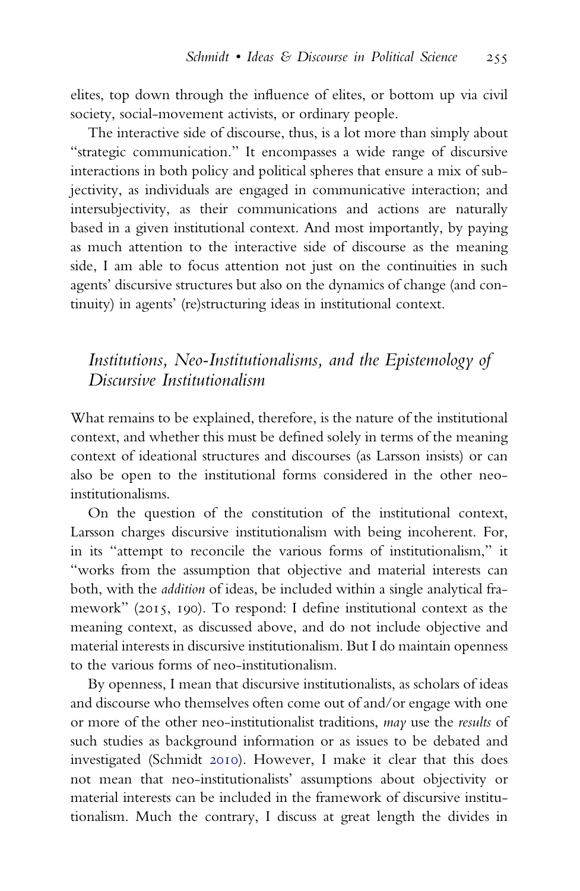elites, top down through the influence of elites, or bottom up via civil society, social-movement activists, or ordinary people.

The interactive side of discourse, thus, is a lot more than simply about "strategic communication." It encompasses a wide range of discursive interactions in both policy and political spheres that ensure a mix of subjectivity, as individuals are engaged in communicative interaction; and intersubjectivity, as their communications and actions are naturally based in a given institutional context. And most importantly, by paying as much attention to the interactive side of discourse as the meaning side, I am able to focus attention not just on the continuities in such agents' discursive structures but also on the dynamics of change (and continuity) in agents' (re)structuring ideas in institutional context.

## *Institutions, Neo-Institutionalisms, and the Epistemology of Discursive Institutionalism*

What remains to be explained, therefore, is the nature of the institutional context, and whether this must be defined solely in terms of the meaning context of ideational structures and discourses (as Larsson insists) or can also be open to the institutional forms considered in the other neo-institutionalisms.

On the question of the constitution of the institutional context, Larsson charges discursive institutionalism with being incoherent. For, in its "attempt to reconcile the various forms of institutionalism," it "works from the assumption that objective and material interests can both, with the *addition* of ideas, be included within a single analytical framework" (2015, 190). To respond: I define institutional context as the meaning context, as discussed above, and do not include objective and material interests in discursive institutionalism. But I do maintain openness to the various forms of neo-institutionalism.

By openness, I mean that discursive institutionalists, as scholars of ideas and discourse who themselves often come out of and/or engage with one or more of the other neo-institutionalist traditions, *may* use the *results* of such studies as background information or as issues to be debated and investigated (Schmidt 2010). However, I make it clear that this does not mean that neo-institutionalists' assumptions about objectivity or material interests can be included in the framework of discursive institutionalism. Much the contrary, I discuss at great length the divides in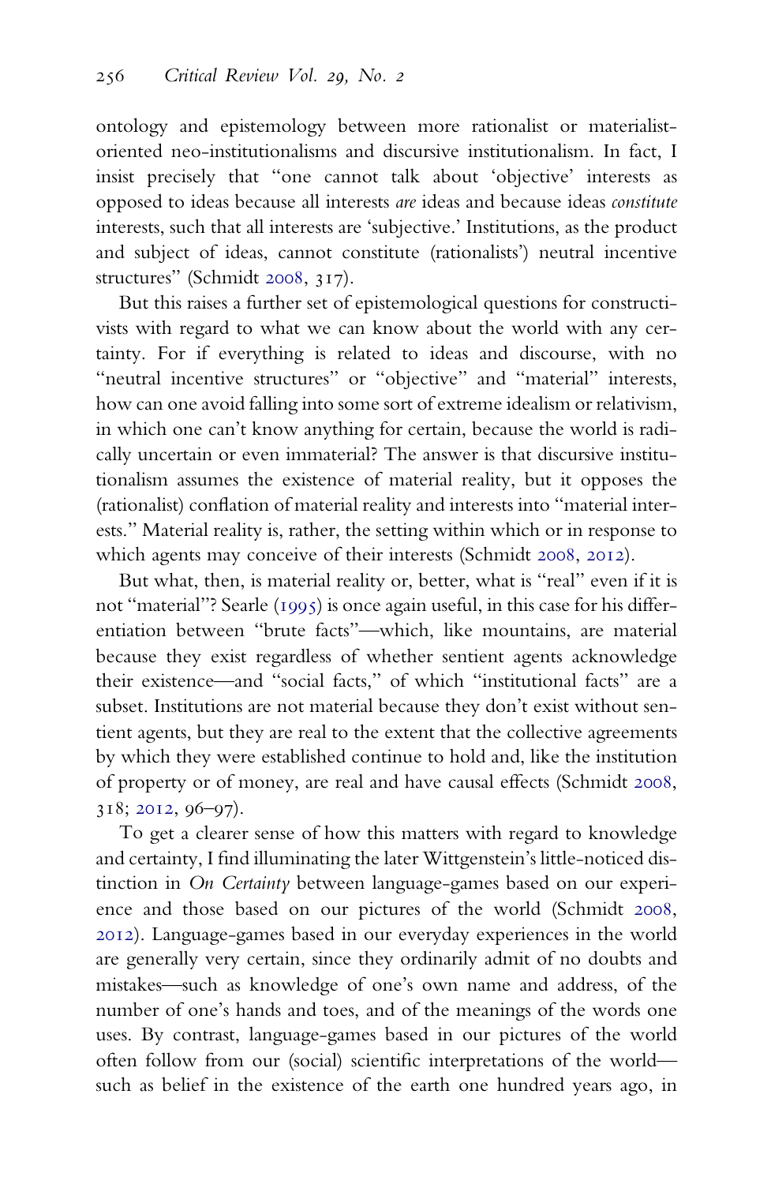ontology and epistemology between more rationalist or materialist-oriented neo-institutionalisms and discursive institutionalism. In fact, I insist precisely that "one cannot talk about 'objective' interests as opposed to ideas because all interests *are* ideas and because ideas *constitute* interests, such that all interests are 'subjective.' Institutions, as the product and subject of ideas, cannot constitute (rationalists') neutral incentive structures" (Schmidt 2008, 317).

But this raises a further set of epistemological questions for constructivists with regard to what we can know about the world with any certainty. For if everything is related to ideas and discourse, with no "neutral incentive structures" or "objective" and "material" interests, how can one avoid falling into some sort of extreme idealism or relativism, in which one can't know anything for certain, because the world is radically uncertain or even immaterial? The answer is that discursive institutionalism assumes the existence of material reality, but it opposes the (rationalist) conflation of material reality and interests into "material interests." Material reality is, rather, the setting within which or in response to which agents may conceive of their interests (Schmidt 2008, 2012).

But what, then, is material reality or, better, what is "real" even if it is not "material"? Searle (1995) is once again useful, in this case for his differentiation between "brute facts"—which, like mountains, are material because they exist regardless of whether sentient agents acknowledge their existence—and "social facts," of which "institutional facts" are a subset. Institutions are not material because they don't exist without sentient agents, but they are real to the extent that the collective agreements by which they were established continue to hold and, like the institution of property or of money, are real and have causal effects (Schmidt 2008, 318; 2012, 96–97).

To get a clearer sense of how this matters with regard to knowledge and certainty, I find illuminating the later Wittgenstein's little-noticed distinction in *On Certainty* between language-games based on our experience and those based on our pictures of the world (Schmidt 2008, 2012). Language-games based in our everyday experiences in the world are generally very certain, since they ordinarily admit of no doubts and mistakes—such as knowledge of one's own name and address, of the number of one's hands and toes, and of the meanings of the words one uses. By contrast, language-games based in our pictures of the world often follow from our (social) scientific interpretations of the world—such as belief in the existence of the earth one hundred years ago, in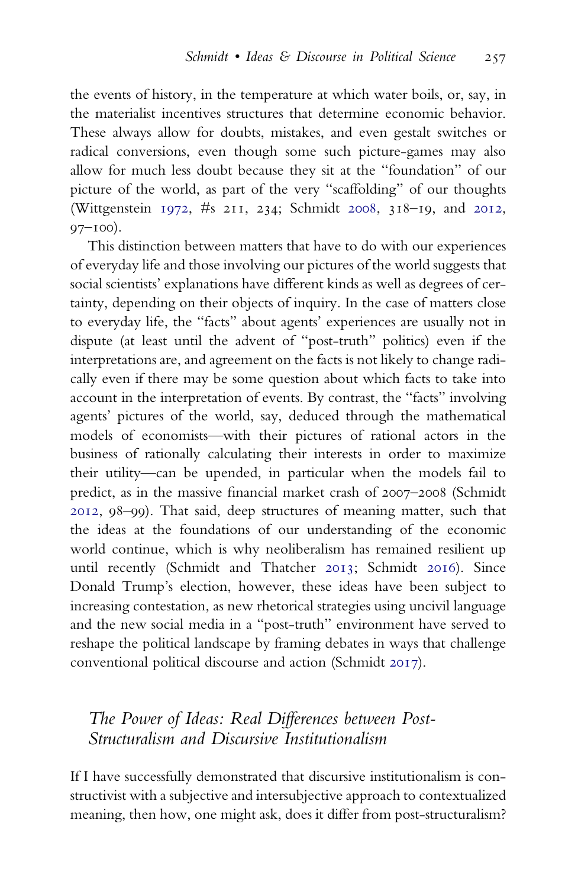the events of history, in the temperature at which water boils, or, say, in the materialist incentives structures that determine economic behavior. These always allow for doubts, mistakes, and even gestalt switches or radical conversions, even though some such picture-games may also allow for much less doubt because they sit at the "foundation" of our picture of the world, as part of the very "scaffolding" of our thoughts (Wittgenstein 1972, #s 211, 234; Schmidt 2008, 318–19, and 2012, 97–100).

This distinction between matters that have to do with our experiences of everyday life and those involving our pictures of the world suggests that social scientists' explanations have different kinds as well as degrees of certainty, depending on their objects of inquiry. In the case of matters close to everyday life, the "facts" about agents' experiences are usually not in dispute (at least until the advent of "post-truth" politics) even if the interpretations are, and agreement on the facts is not likely to change radically even if there may be some question about which facts to take into account in the interpretation of events. By contrast, the "facts" involving agents' pictures of the world, say, deduced through the mathematical models of economists—with their pictures of rational actors in the business of rationally calculating their interests in order to maximize their utility—can be upended, in particular when the models fail to predict, as in the massive financial market crash of 2007–2008 (Schmidt 2012, 98–99). That said, deep structures of meaning matter, such that the ideas at the foundations of our understanding of the economic world continue, which is why neoliberalism has remained resilient up until recently (Schmidt and Thatcher 2013; Schmidt 2016). Since Donald Trump's election, however, these ideas have been subject to increasing contestation, as new rhetorical strategies using uncivil language and the new social media in a "post-truth" environment have served to reshape the political landscape by framing debates in ways that challenge conventional political discourse and action (Schmidt 2017).

## *The Power of Ideas: Real Differences between Post-Structuralism and Discursive Institutionalism*

If I have successfully demonstrated that discursive institutionalism is constructivist with a subjective and intersubjective approach to contextualized meaning, then how, one might ask, does it differ from post-structuralism?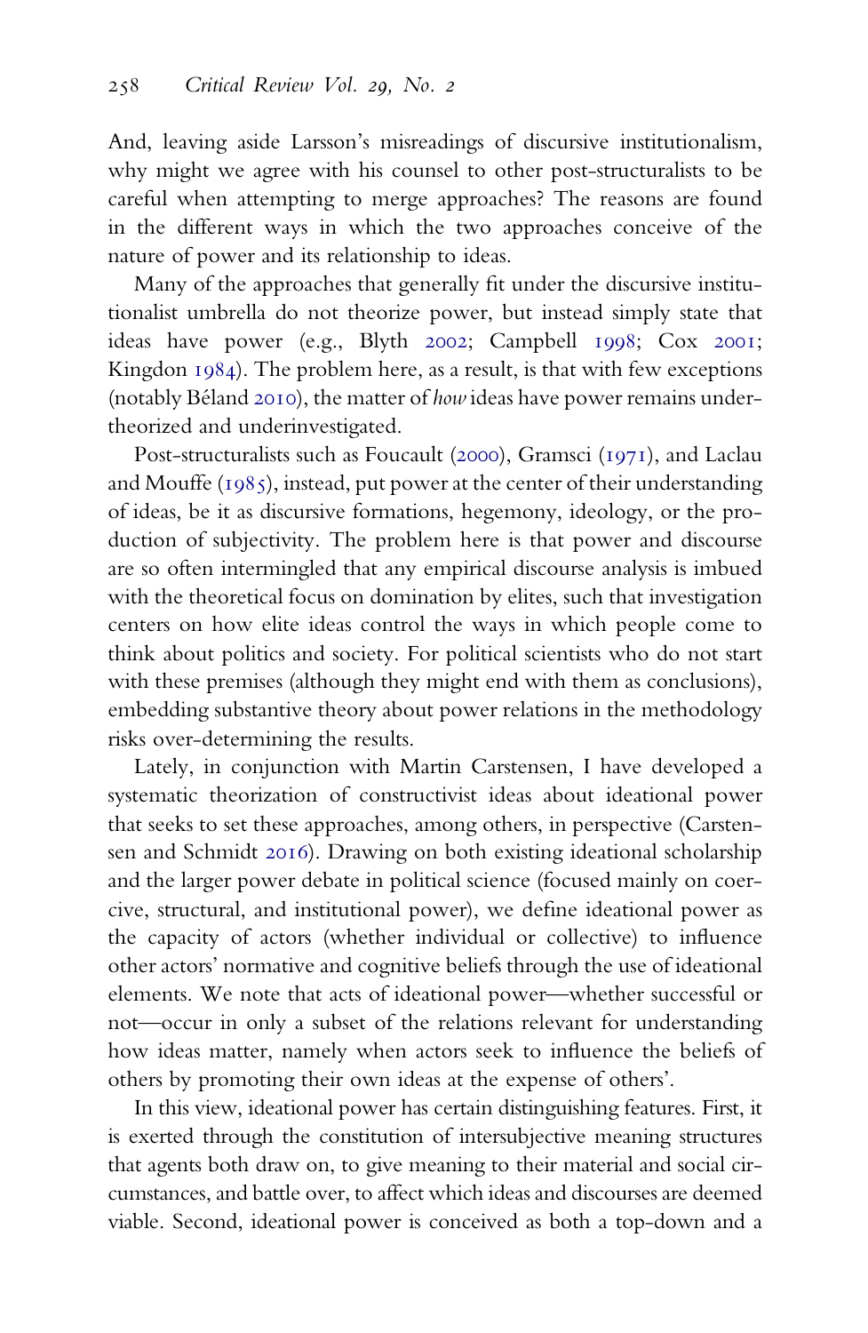And, leaving aside Larsson's misreadings of discursive institutionalism, why might we agree with his counsel to other post-structuralists to be careful when attempting to merge approaches? The reasons are found in the different ways in which the two approaches conceive of the nature of power and its relationship to ideas.

Many of the approaches that generally fit under the discursive institutionalist umbrella do not theorize power, but instead simply state that ideas have power (e.g., Blyth 2002; Campbell 1998; Cox 2001; Kingdon 1984). The problem here, as a result, is that with few exceptions (notably Béland 2010), the matter of *how* ideas have power remains under-theorized and underinvestigated.

Post-structuralists such as Foucault (2000), Gramsci (1971), and Laclau and Mouffe (1985), instead, put power at the center of their understanding of ideas, be it as discursive formations, hegemony, ideology, or the production of subjectivity. The problem here is that power and discourse are so often intermingled that any empirical discourse analysis is imbued with the theoretical focus on domination by elites, such that investigation centers on how elite ideas control the ways in which people come to think about politics and society. For political scientists who do not start with these premises (although they might end with them as conclusions), embedding substantive theory about power relations in the methodology risks over-determining the results.

Lately, in conjunction with Martin Carstensen, I have developed a systematic theorization of constructivist ideas about ideational power that seeks to set these approaches, among others, in perspective (Carstensen and Schmidt 2016). Drawing on both existing ideational scholarship and the larger power debate in political science (focused mainly on coercive, structural, and institutional power), we define ideational power as the capacity of actors (whether individual or collective) to influence other actors' normative and cognitive beliefs through the use of ideational elements. We note that acts of ideational power—whether successful or not—occur in only a subset of the relations relevant for understanding how ideas matter, namely when actors seek to influence the beliefs of others by promoting their own ideas at the expense of others'.

In this view, ideational power has certain distinguishing features. First, it is exerted through the constitution of intersubjective meaning structures that agents both draw on, to give meaning to their material and social circumstances, and battle over, to affect which ideas and discourses are deemed viable. Second, ideational power is conceived as both a top-down and a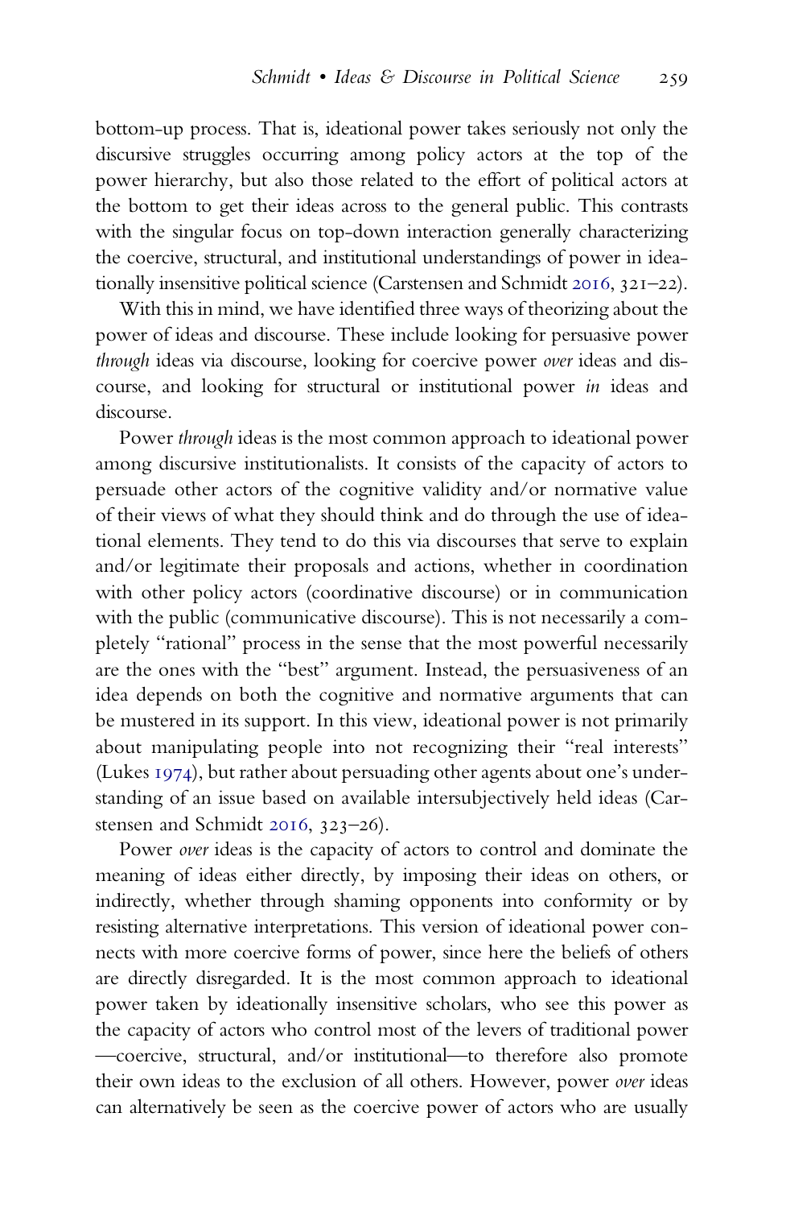bottom-up process. That is, ideational power takes seriously not only the discursive struggles occurring among policy actors at the top of the power hierarchy, but also those related to the effort of political actors at the bottom to get their ideas across to the general public. This contrasts with the singular focus on top-down interaction generally characterizing the coercive, structural, and institutional understandings of power in ideationally insensitive political science (Carstensen and Schmidt 2016, 321–22).

With this in mind, we have identified three ways of theorizing about the power of ideas and discourse. These include looking for persuasive power *through* ideas via discourse, looking for coercive power *over* ideas and discourse, and looking for structural or institutional power *in* ideas and discourse.

Power *through* ideas is the most common approach to ideational power among discursive institutionalists. It consists of the capacity of actors to persuade other actors of the cognitive validity and/or normative value of their views of what they should think and do through the use of ideational elements. They tend to do this via discourses that serve to explain and/or legitimate their proposals and actions, whether in coordination with other policy actors (coordinative discourse) or in communication with the public (communicative discourse). This is not necessarily a completely "rational" process in the sense that the most powerful necessarily are the ones with the "best" argument. Instead, the persuasiveness of an idea depends on both the cognitive and normative arguments that can be mustered in its support. In this view, ideational power is not primarily about manipulating people into not recognizing their "real interests" (Lukes 1974), but rather about persuading other agents about one's understanding of an issue based on available intersubjectively held ideas (Carstensen and Schmidt 2016, 323–26).

Power *over* ideas is the capacity of actors to control and dominate the meaning of ideas either directly, by imposing their ideas on others, or indirectly, whether through shaming opponents into conformity or by resisting alternative interpretations. This version of ideational power connects with more coercive forms of power, since here the beliefs of others are directly disregarded. It is the most common approach to ideational power taken by ideationally insensitive scholars, who see this power as the capacity of actors who control most of the levers of traditional power —coercive, structural, and/or institutional—to therefore also promote their own ideas to the exclusion of all others. However, power *over* ideas can alternatively be seen as the coercive power of actors who are usually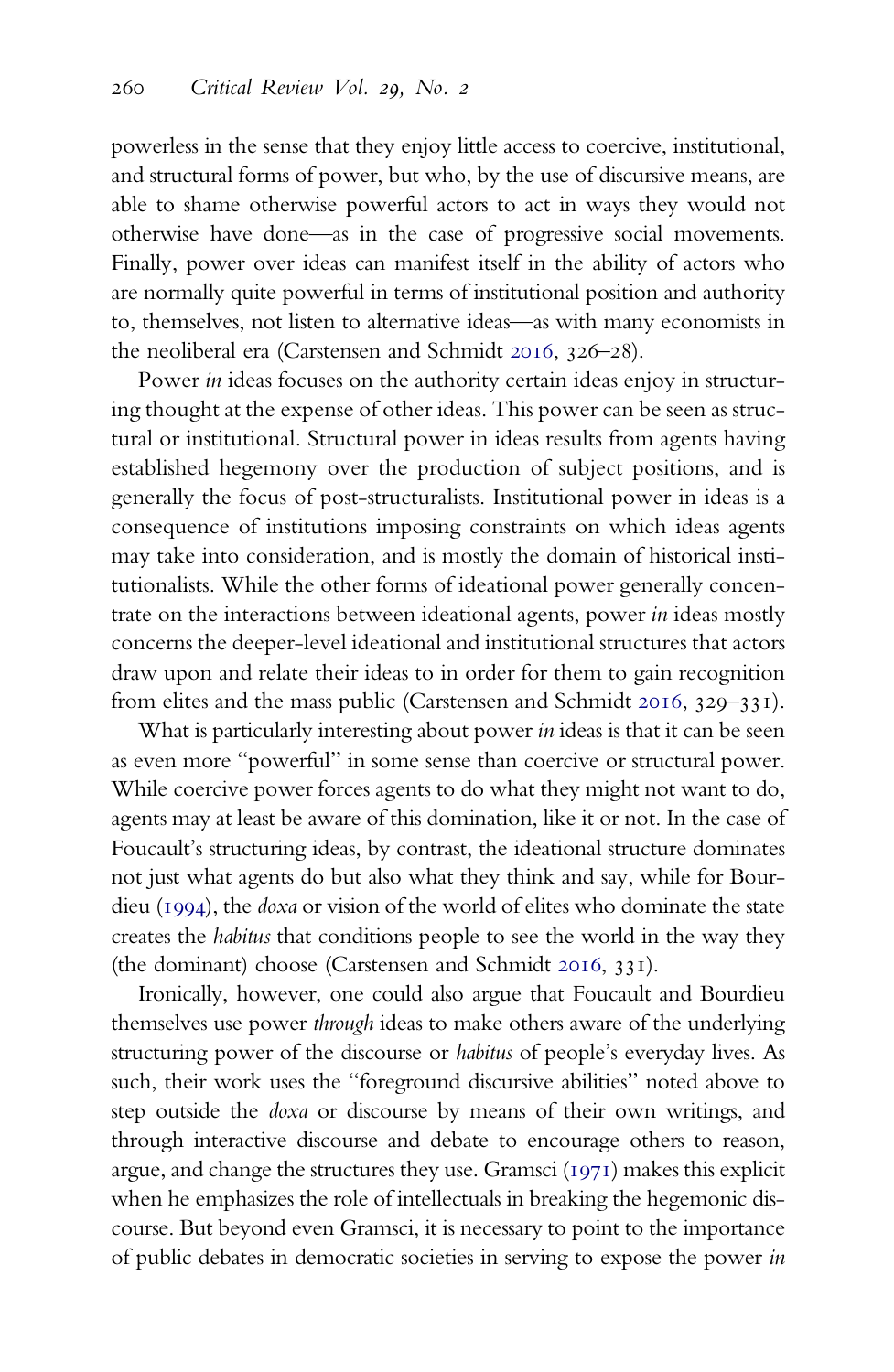powerless in the sense that they enjoy little access to coercive, institutional, and structural forms of power, but who, by the use of discursive means, are able to shame otherwise powerful actors to act in ways they would not otherwise have done—as in the case of progressive social movements. Finally, power over ideas can manifest itself in the ability of actors who are normally quite powerful in terms of institutional position and authority to, themselves, not listen to alternative ideas—as with many economists in the neoliberal era (Carstensen and Schmidt 2016, 326–28).

Power *in* ideas focuses on the authority certain ideas enjoy in structuring thought at the expense of other ideas. This power can be seen as structural or institutional. Structural power in ideas results from agents having established hegemony over the production of subject positions, and is generally the focus of post-structuralists. Institutional power in ideas is a consequence of institutions imposing constraints on which ideas agents may take into consideration, and is mostly the domain of historical institutionalists. While the other forms of ideational power generally concentrate on the interactions between ideational agents, power *in* ideas mostly concerns the deeper-level ideational and institutional structures that actors draw upon and relate their ideas to in order for them to gain recognition from elites and the mass public (Carstensen and Schmidt 2016, 329–331).

What is particularly interesting about power *in* ideas is that it can be seen as even more "powerful" in some sense than coercive or structural power. While coercive power forces agents to do what they might not want to do, agents may at least be aware of this domination, like it or not. In the case of Foucault's structuring ideas, by contrast, the ideational structure dominates not just what agents do but also what they think and say, while for Bourdieu (1994), the *doxa* or vision of the world of elites who dominate the state creates the *habitus* that conditions people to see the world in the way they (the dominant) choose (Carstensen and Schmidt 2016, 331).

Ironically, however, one could also argue that Foucault and Bourdieu themselves use power *through* ideas to make others aware of the underlying structuring power of the discourse or *habitus* of people's everyday lives. As such, their work uses the "foreground discursive abilities" noted above to step outside the *doxa* or discourse by means of their own writings, and through interactive discourse and debate to encourage others to reason, argue, and change the structures they use. Gramsci (1971) makes this explicit when he emphasizes the role of intellectuals in breaking the hegemonic discourse. But beyond even Gramsci, it is necessary to point to the importance of public debates in democratic societies in serving to expose the power *in*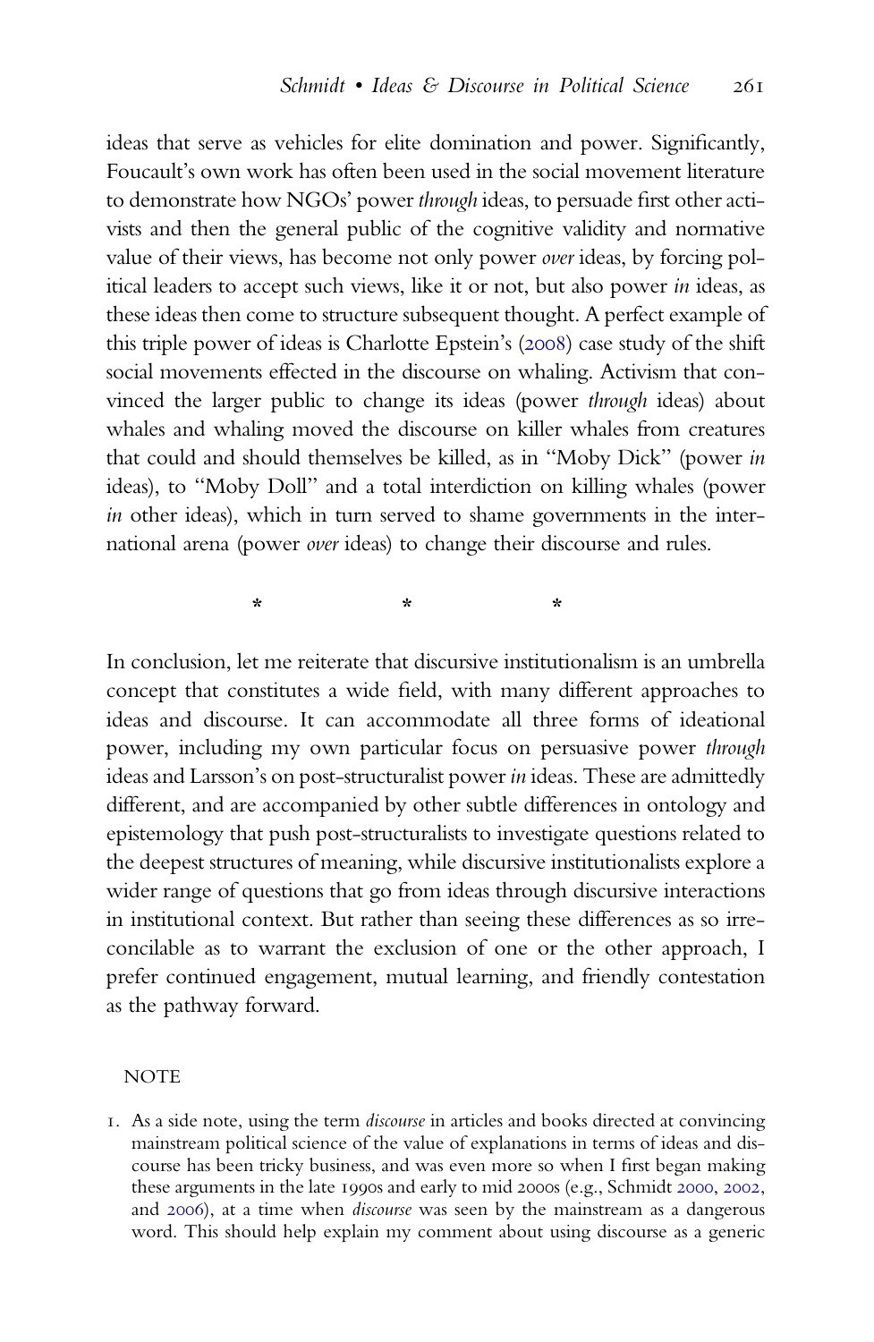ideas that serve as vehicles for elite domination and power. Significantly, Foucault's own work has often been used in the social movement literature to demonstrate how NGOs' power *through* ideas, to persuade first other activists and then the general public of the cognitive validity and normative value of their views, has become not only power *over* ideas, by forcing political leaders to accept such views, like it or not, but also power *in* ideas, as these ideas then come to structure subsequent thought. A perfect example of this triple power of ideas is Charlotte Epstein's (2008) case study of the shift social movements effected in the discourse on whaling. Activism that convinced the larger public to change its ideas (power *through* ideas) about whales and whaling moved the discourse on killer whales from creatures that could and should themselves be killed, as in "Moby Dick" (power *in* ideas), to "Moby Doll" and a total interdiction on killing whales (power *in* other ideas), which in turn served to shame governments in the international arena (power *over* ideas) to change their discourse and rules.

\* \* \*

In conclusion, let me reiterate that discursive institutionalism is an umbrella concept that constitutes a wide field, with many different approaches to ideas and discourse. It can accommodate all three forms of ideational power, including my own particular focus on persuasive power *through* ideas and Larsson's on post-structuralist power *in* ideas. These are admittedly different, and are accompanied by other subtle differences in ontology and epistemology that push post-structuralists to investigate questions related to the deepest structures of meaning, while discursive institutionalists explore a wider range of questions that go from ideas through discursive interactions in institutional context. But rather than seeing these differences as so irreconcilable as to warrant the exclusion of one or the other approach, I prefer continued engagement, mutual learning, and friendly contestation as the pathway forward.

## NOTE

1. As a side note, using the term *discourse* in articles and books directed at convincing mainstream political science of the value of explanations in terms of ideas and discourse has been tricky business, and was even more so when I first began making these arguments in the late 1990s and early to mid 2000s (e.g., Schmidt 2000, 2002, and 2006), at a time when *discourse* was seen by the mainstream as a dangerous word. This should help explain my comment about using discourse as a generic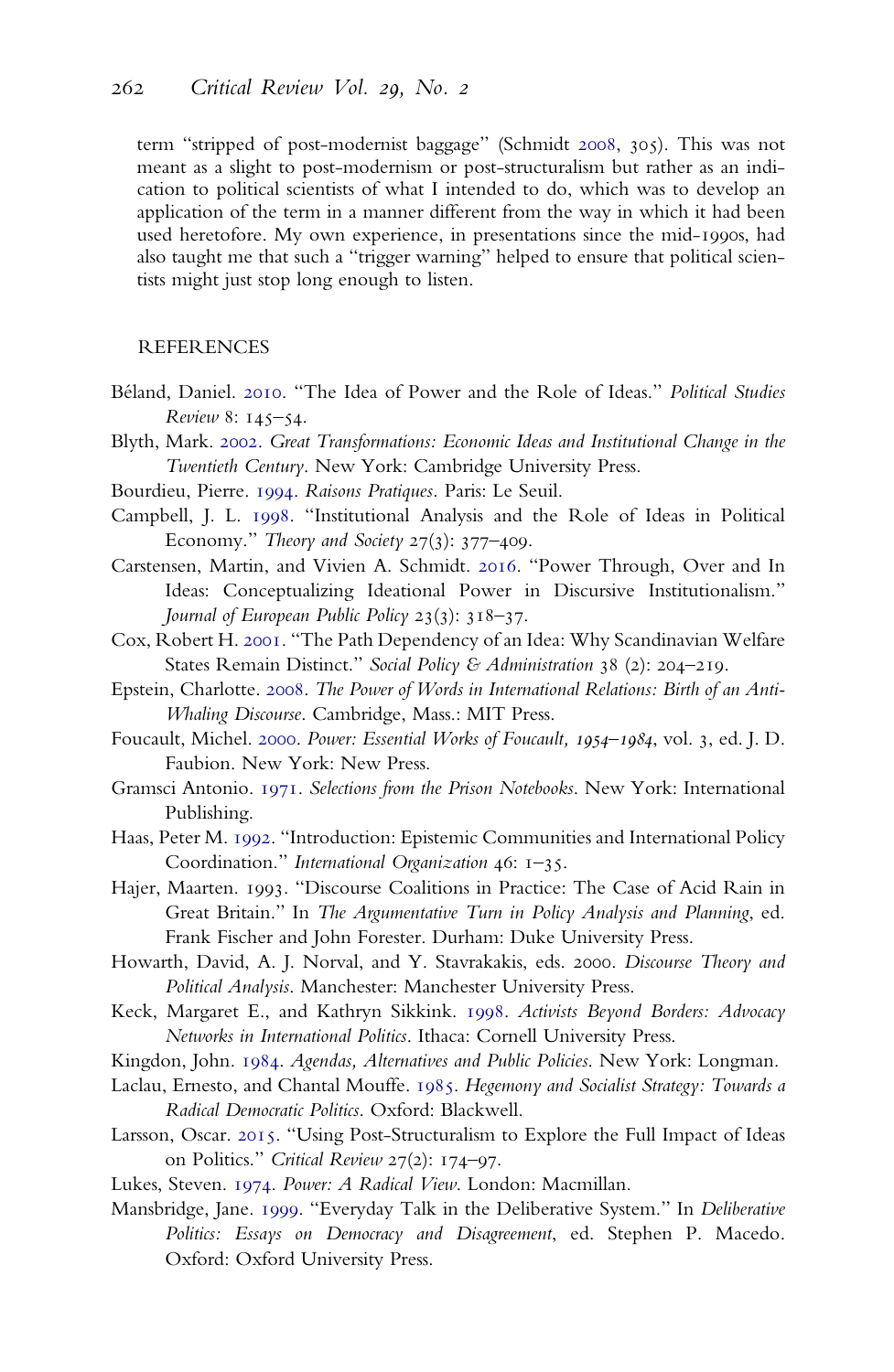term "stripped of post-modernist baggage" (Schmidt 2008, 305). This was not meant as a slight to post-modernism or post-structuralism but rather as an indication to political scientists of what I intended to do, which was to develop an application of the term in a manner different from the way in which it had been used heretofore. My own experience, in presentations since the mid-1990s, had also taught me that such a "trigger warning" helped to ensure that political scientists might just stop long enough to listen.

## REFERENCES

Béland, Daniel. 2010. "The Idea of Power and the Role of Ideas." *Political Studies Review* 8: 145–54.

Blyth, Mark. 2002. *Great Transformations: Economic Ideas and Institutional Change in the Twentieth Century*. New York: Cambridge University Press.

Bourdieu, Pierre. 1994. *Raisons Pratiques*. Paris: Le Seuil.

Campbell, J. L. 1998. "Institutional Analysis and the Role of Ideas in Political Economy." *Theory and Society* 27(3): 377–409.

Carstensen, Martin, and Vivien A. Schmidt. 2016. "Power Through, Over and In Ideas: Conceptualizing Ideational Power in Discursive Institutionalism." *Journal of European Public Policy* 23(3): 318–37.

Cox, Robert H. 2001. "The Path Dependency of an Idea: Why Scandinavian Welfare States Remain Distinct." *Social Policy & Administration* 38 (2): 204–219.

Epstein, Charlotte. 2008. *The Power of Words in International Relations: Birth of an Anti-Whaling Discourse*. Cambridge, Mass.: MIT Press.

Foucault, Michel. 2000. *Power: Essential Works of Foucault, 1954–1984*, vol. 3, ed. J. D. Faubion. New York: New Press.

Gramsci Antonio. 1971. *Selections from the Prison Notebooks*. New York: International Publishing.

Haas, Peter M. 1992. "Introduction: Epistemic Communities and International Policy Coordination." *International Organization* 46: 1–35.

Hajer, Maarten. 1993. "Discourse Coalitions in Practice: The Case of Acid Rain in Great Britain." In *The Argumentative Turn in Policy Analysis and Planning*, ed. Frank Fischer and John Forester. Durham: Duke University Press.

Howarth, David, A. J. Norval, and Y. Stavrakakis, eds. 2000. *Discourse Theory and Political Analysis*. Manchester: Manchester University Press.

Keck, Margaret E., and Kathryn Sikkink. 1998. *Activists Beyond Borders: Advocacy Networks in International Politics*. Ithaca: Cornell University Press.

Kingdon, John. 1984. *Agendas, Alternatives and Public Policies*. New York: Longman.

Laclau, Ernesto, and Chantal Mouffe. 1985. *Hegemony and Socialist Strategy: Towards a Radical Democratic Politics*. Oxford: Blackwell.

Larsson, Oscar. 2015. "Using Post-Structuralism to Explore the Full Impact of Ideas on Politics." *Critical Review* 27(2): 174–97.

Lukes, Steven. 1974. *Power: A Radical View*. London: Macmillan.

Mansbridge, Jane. 1999. "Everyday Talk in the Deliberative System." In *Deliberative Politics: Essays on Democracy and Disagreement*, ed. Stephen P. Macedo. Oxford: Oxford University Press.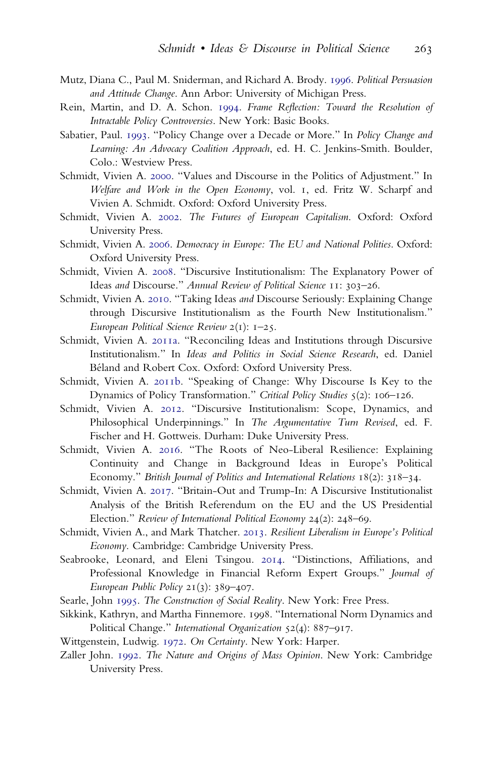Mutz, Diana C., Paul M. Sniderman, and Richard A. Brody. 1996. *Political Persuasion and Attitude Change*. Ann Arbor: University of Michigan Press.

Rein, Martin, and D. A. Schon. 1994. *Frame Reflection: Toward the Resolution of Intractable Policy Controversies*. New York: Basic Books.

Sabatier, Paul. 1993. "Policy Change over a Decade or More." In *Policy Change and Learning: An Advocacy Coalition Approach*, ed. H. C. Jenkins-Smith. Boulder, Colo.: Westview Press.

Schmidt, Vivien A. 2000. "Values and Discourse in the Politics of Adjustment." In *Welfare and Work in the Open Economy*, vol. 1, ed. Fritz W. Scharpf and Vivien A. Schmidt. Oxford: Oxford University Press.

Schmidt, Vivien A. 2002. *The Futures of European Capitalism*. Oxford: Oxford University Press.

Schmidt, Vivien A. 2006. *Democracy in Europe: The EU and National Polities*. Oxford: Oxford University Press.

Schmidt, Vivien A. 2008. "Discursive Institutionalism: The Explanatory Power of Ideas *and* Discourse." *Annual Review of Political Science* 11: 303–26.

Schmidt, Vivien A. 2010. "Taking Ideas *and* Discourse Seriously: Explaining Change through Discursive Institutionalism as the Fourth New Institutionalism." *European Political Science Review* 2(1): 1–25.

Schmidt, Vivien A. 2011a. "Reconciling Ideas and Institutions through Discursive Institutionalism." In *Ideas and Politics in Social Science Research*, ed. Daniel Béland and Robert Cox. Oxford: Oxford University Press.

Schmidt, Vivien A. 2011b. "Speaking of Change: Why Discourse Is Key to the Dynamics of Policy Transformation." *Critical Policy Studies* 5(2): 106–126.

Schmidt, Vivien A. 2012. "Discursive Institutionalism: Scope, Dynamics, and Philosophical Underpinnings." In *The Argumentative Turn Revised*, ed. F. Fischer and H. Gottweis. Durham: Duke University Press.

Schmidt, Vivien A. 2016. "The Roots of Neo-Liberal Resilience: Explaining Continuity and Change in Background Ideas in Europe's Political Economy." *British Journal of Politics and International Relations* 18(2): 318–34.

Schmidt, Vivien A. 2017. "Britain-Out and Trump-In: A Discursive Institutionalist Analysis of the British Referendum on the EU and the US Presidential Election." *Review of International Political Economy* 24(2): 248–69.

Schmidt, Vivien A., and Mark Thatcher. 2013. *Resilient Liberalism in Europe's Political Economy*. Cambridge: Cambridge University Press.

Seabrooke, Leonard, and Eleni Tsingou. 2014. "Distinctions, Affiliations, and Professional Knowledge in Financial Reform Expert Groups." *Journal of European Public Policy* 21(3): 389–407.

Searle, John 1995. *The Construction of Social Reality*. New York: Free Press.

Sikkink, Kathryn, and Martha Finnemore. 1998. "International Norm Dynamics and Political Change." *International Organization* 52(4): 887–917.

Wittgenstein, Ludwig. 1972. *On Certainty*. New York: Harper.

Zaller John. 1992. *The Nature and Origins of Mass Opinion*. New York: Cambridge University Press.